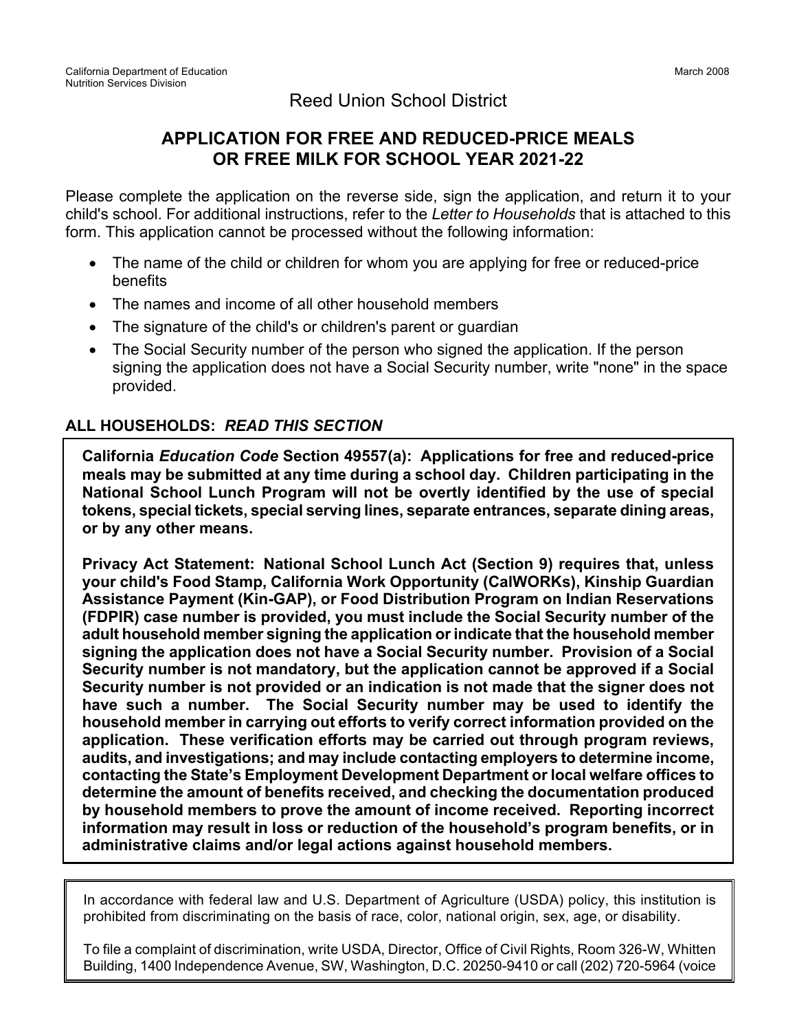California Department of Education
Nutrition Services Division

March 2008

Reed Union School District

# APPLICATION FOR FREE AND REDUCED-PRICE MEALS OR FREE MILK FOR SCHOOL YEAR 2021-22

Please complete the application on the reverse side, sign the application, and return it to your child's school. For additional instructions, refer to the *Letter to Households* that is attached to this form. This application cannot be processed without the following information:

- The name of the child or children for whom you are applying for free or reduced-price benefits
- The names and income of all other household members
- The signature of the child's or children's parent or guardian
- The Social Security number of the person who signed the application. If the person signing the application does not have a Social Security number, write "none" in the space provided.

**ALL HOUSEHOLDS:** ***READ THIS SECTION***

**California *Education Code* Section 49557(a): Applications for free and reduced-price meals may be submitted at any time during a school day. Children participating in the National School Lunch Program will not be overtly identified by the use of special tokens, special tickets, special serving lines, separate entrances, separate dining areas, or by any other means.**

**Privacy Act Statement: National School Lunch Act (Section 9) requires that, unless your child's Food Stamp, California Work Opportunity (CalWORKs), Kinship Guardian Assistance Payment (Kin-GAP), or Food Distribution Program on Indian Reservations (FDPIR) case number is provided, you must include the Social Security number of the adult household member signing the application or indicate that the household member signing the application does not have a Social Security number. Provision of a Social Security number is not mandatory, but the application cannot be approved if a Social Security number is not provided or an indication is not made that the signer does not have such a number. The Social Security number may be used to identify the household member in carrying out efforts to verify correct information provided on the application. These verification efforts may be carried out through program reviews, audits, and investigations; and may include contacting employers to determine income, contacting the State's Employment Development Department or local welfare offices to determine the amount of benefits received, and checking the documentation produced by household members to prove the amount of income received. Reporting incorrect information may result in loss or reduction of the household's program benefits, or in administrative claims and/or legal actions against household members.**

In accordance with federal law and U.S. Department of Agriculture (USDA) policy, this institution is prohibited from discriminating on the basis of race, color, national origin, sex, age, or disability.

To file a complaint of discrimination, write USDA, Director, Office of Civil Rights, Room 326-W, Whitten Building, 1400 Independence Avenue, SW, Washington, D.C. 20250-9410 or call (202) 720-5964 (voice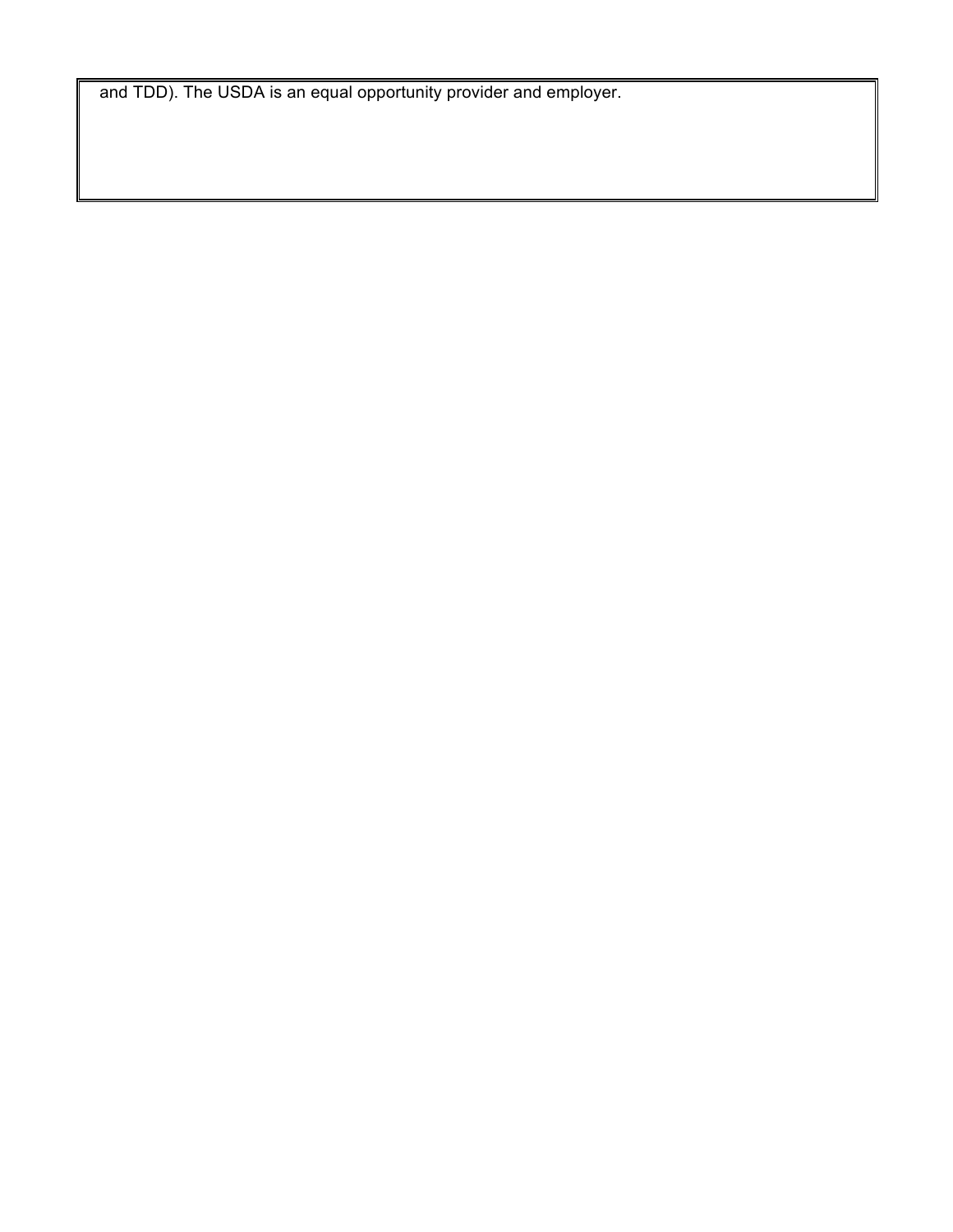and TDD). The USDA is an equal opportunity provider and employer.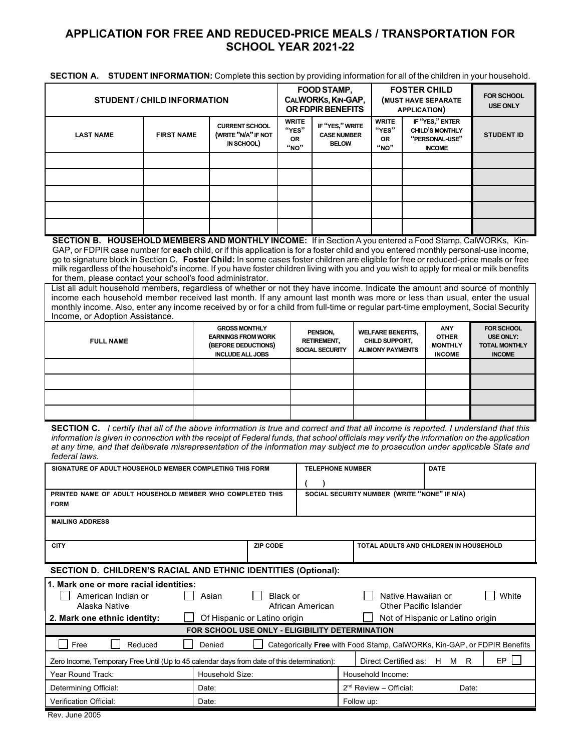# APPLICATION FOR FREE AND REDUCED-PRICE MEALS / TRANSPORTATION FOR SCHOOL YEAR 2021-22

**SECTION A. STUDENT INFORMATION:** Complete this section by providing information for all of the children in your household.

| STUDENT / CHILD INFORMATION | | | FOOD STAMP, CALWORKS, KIN-GAP, OR FDPIR BENEFITS | | FOSTER CHILD (MUST HAVE SEPARATE APPLICATION) | | FOR SCHOOL USE ONLY |
|---|---|---|---|---|---|---|---|
| LAST NAME | FIRST NAME | CURRENT SCHOOL (WRITE "N/A" IF NOT IN SCHOOL) | WRITE "YES" OR "NO" | IF "YES," WRITE CASE NUMBER BELOW | WRITE "YES" OR "NO" | IF "YES," ENTER CHILD'S MONTHLY "PERSONAL-USE" INCOME | STUDENT ID |
| | | | | | | | |
| | | | | | | | |
| | | | | | | | |
| | | | | | | | |
| | | | | | | | |

**SECTION B. HOUSEHOLD MEMBERS AND MONTHLY INCOME:** If in Section A you entered a Food Stamp, CalWORKs, Kin-GAP, or FDPIR case number for **each** child, or if this application is for a foster child and you entered monthly personal-use income, go to signature block in Section C. **Foster Child:** In some cases foster children are eligible for free or reduced-price meals or free milk regardless of the household's income. If you have foster children living with you and you wish to apply for meal or milk benefits for them, please contact your school's food administrator.

List all adult household members, regardless of whether or not they have income. Indicate the amount and source of monthly income each household member received last month. If any amount last month was more or less than usual, enter the usual monthly income. Also, enter any income received by or for a child from full-time or regular part-time employment, Social Security Income, or Adoption Assistance.

| FULL NAME | GROSS MONTHLY EARNINGS FROM WORK (BEFORE DEDUCTIONS) INCLUDE ALL JOBS | PENSION, RETIREMENT, SOCIAL SECURITY | WELFARE BENEFITS, CHILD SUPPORT, ALIMONY PAYMENTS | ANY OTHER MONTHLY INCOME | FOR SCHOOL USE ONLY: TOTAL MONTHLY INCOME |
|---|---|---|---|---|---|
| | | | | | |
| | | | | | |
| | | | | | |
| | | | | | |

**SECTION C.** *I certify that all of the above information is true and correct and that all income is reported. I understand that this information is given in connection with the receipt of Federal funds, that school officials may verify the information on the application at any time, and that deliberate misrepresentation of the information may subject me to prosecution under applicable State and federal laws.*

| SIGNATURE OF ADULT HOUSEHOLD MEMBER COMPLETING THIS FORM | TELEPHONE NUMBER ( ) | DATE |
|---|---|---|
| PRINTED NAME OF ADULT HOUSEHOLD MEMBER WHO COMPLETED THIS FORM | SOCIAL SECURITY NUMBER (WRITE "NONE" IF N/A) | |
| MAILING ADDRESS | | |
| CITY | ZIP CODE | TOTAL ADULTS AND CHILDREN IN HOUSEHOLD |

**SECTION D. CHILDREN'S RACIAL AND ETHNIC IDENTITIES (Optional):**

**1. Mark one or more racial identities:**
☐ American Indian or Alaska Native ☐ Asian ☐ Black or African American ☐ Native Hawaiian or Other Pacific Islander ☐ White

**2. Mark one ethnic identity:** ☐ Of Hispanic or Latino origin ☐ Not of Hispanic or Latino origin

**FOR SCHOOL USE ONLY - ELIGIBILITY DETERMINATION**

☐ Free ☐ Reduced ☐ Denied ☐ Categorically **Free** with Food Stamp, CalWORKs, Kin-GAP, or FDPIR Benefits

| | | |
|---|---|---|
| Zero Income, Temporary Free Until (Up to 45 calendar days from date of this determination): | | Direct Certified as: H M R EP ☐ |
| Year Round Track: | Household Size: | Household Income: |
| Determining Official: | Date: | 2nd Review – Official: Date: |
| Verification Official: | Date: | Follow up: |

Rev. June 2005